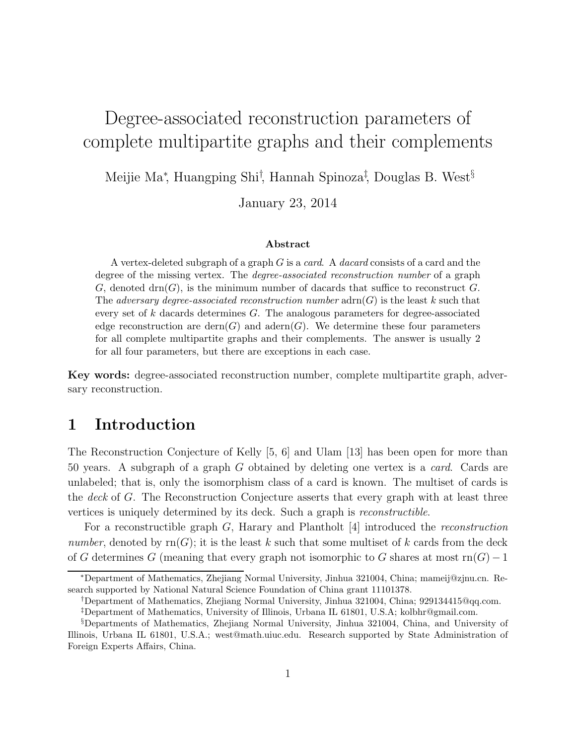# Degree-associated reconstruction parameters of complete multipartite graphs and their complements

Meijie Ma[*], Huangping Shi[†], Hannah Spinoza[‡], Douglas B. West[§]

January 23, 2014

### Abstract

A vertex-deleted subgraph of a graph $G$ is a *card*. A *dacard* consists of a card and the degree of the missing vertex. The *degree-associated reconstruction number* of a graph $G$, denoted $\mathrm{drn}(G)$, is the minimum number of dacards that suffice to reconstruct $G$. The *adversary degree-associated reconstruction number* $\mathrm{adrn}(G)$ is the least $k$ such that every set of $k$ dacards determines $G$. The analogous parameters for degree-associated edge reconstruction are $\mathrm{dern}(G)$ and $\mathrm{adern}(G)$. We determine these four parameters for all complete multipartite graphs and their complements. The answer is usually 2 for all four parameters, but there are exceptions in each case.

**Key words:** degree-associated reconstruction number, complete multipartite graph, adversary reconstruction.

## 1 Introduction

The Reconstruction Conjecture of Kelly [5, 6] and Ulam [13] has been open for more than 50 years. A subgraph of a graph $G$ obtained by deleting one vertex is a *card*. Cards are unlabeled; that is, only the isomorphism class of a card is known. The multiset of cards is the *deck* of $G$. The Reconstruction Conjecture asserts that every graph with at least three vertices is uniquely determined by its deck. Such a graph is *reconstructible.*

For a reconstructible graph $G$, Harary and Plantholt [4] introduced the *reconstruction number*, denoted by $\mathrm{rn}(G)$; it is the least $k$ such that some multiset of $k$ cards from the deck of $G$ determines $G$ (meaning that every graph not isomorphic to $G$ shares at most $\mathrm{rn}(G)-1$

---

[*] Department of Mathematics, Zhejiang Normal University, Jinhua 321004, China; mameij@zjnu.cn. Research supported by National Natural Science Foundation of China grant 11101378.

[†] Department of Mathematics, Zhejiang Normal University, Jinhua 321004, China; 929134415@qq.com.

[‡] Department of Mathematics, University of Illinois, Urbana IL 61801, U.S.A; kolbhr@gmail.com.

[§] Departments of Mathematics, Zhejiang Normal University, Jinhua 321004, China, and University of Illinois, Urbana IL 61801, U.S.A.; west@math.uiuc.edu. Research supported by State Administration of Foreign Experts Affairs, China.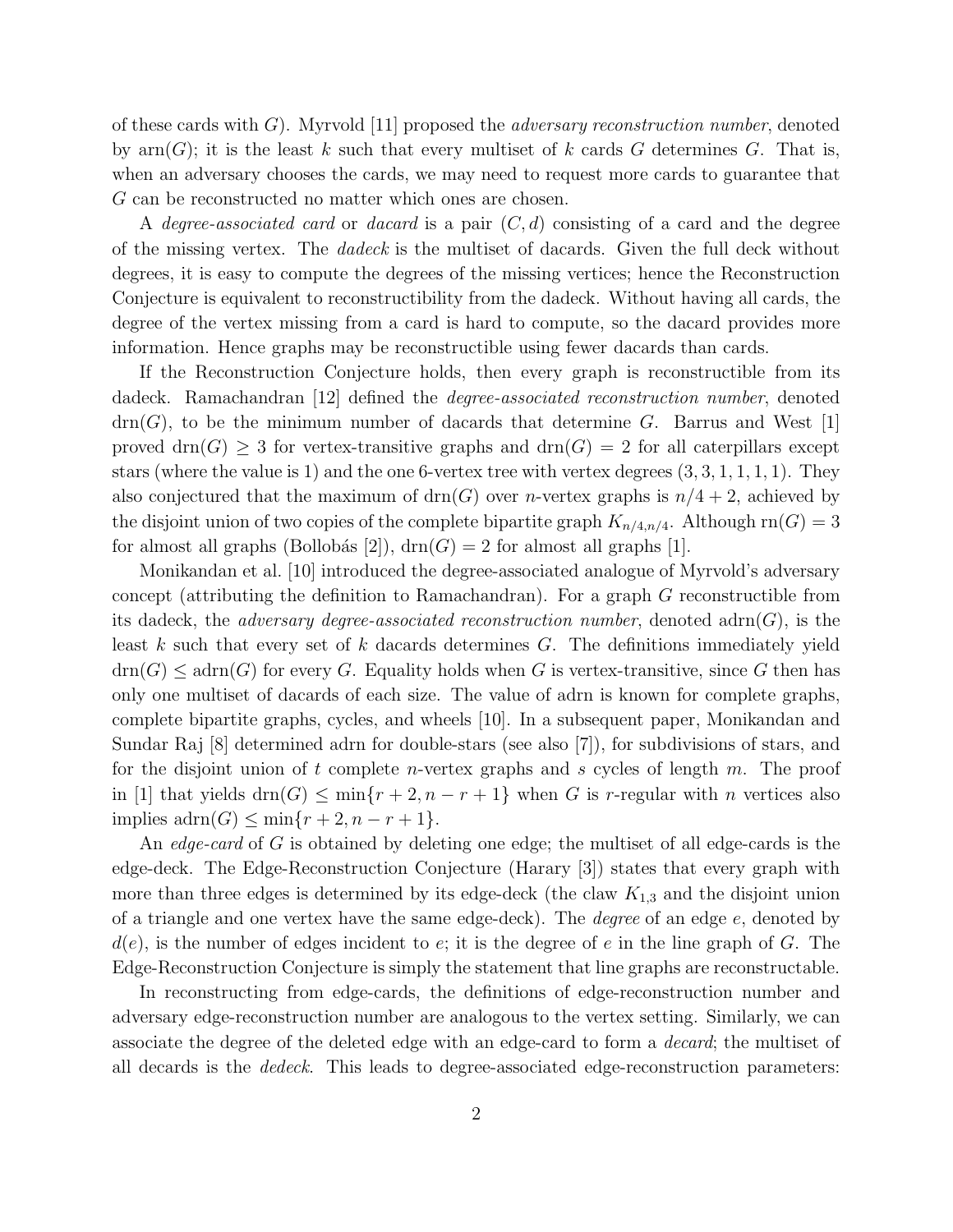of these cards with $G$). Myrvold [11] proposed the *adversary reconstruction number*, denoted by $\text{arn}(G)$; it is the least $k$ such that every multiset of $k$ cards $G$ determines $G$. That is, when an adversary chooses the cards, we may need to request more cards to guarantee that $G$ can be reconstructed no matter which ones are chosen.

A *degree-associated card* or *dacard* is a pair $(C, d)$ consisting of a card and the degree of the missing vertex. The *dadeck* is the multiset of dacards. Given the full deck without degrees, it is easy to compute the degrees of the missing vertices; hence the Reconstruction Conjecture is equivalent to reconstructibility from the dadeck. Without having all cards, the degree of the vertex missing from a card is hard to compute, so the dacard provides more information. Hence graphs may be reconstructible using fewer dacards than cards.

If the Reconstruction Conjecture holds, then every graph is reconstructible from its dadeck. Ramachandran [12] defined the *degree-associated reconstruction number*, denoted $\text{drn}(G)$, to be the minimum number of dacards that determine $G$. Barrus and West [1] proved $\text{drn}(G) \geq 3$ for vertex-transitive graphs and $\text{drn}(G) = 2$ for all caterpillars except stars (where the value is 1) and the one 6-vertex tree with vertex degrees $(3, 3, 1, 1, 1, 1)$. They also conjectured that the maximum of $\text{drn}(G)$ over $n$-vertex graphs is $n/4 + 2$, achieved by the disjoint union of two copies of the complete bipartite graph $K_{n/4,n/4}$. Although $\text{rn}(G) = 3$ for almost all graphs (Bollobás [2]), $\text{drn}(G) = 2$ for almost all graphs [1].

Monikandan et al. [10] introduced the degree-associated analogue of Myrvold's adversary concept (attributing the definition to Ramachandran). For a graph $G$ reconstructible from its dadeck, the *adversary degree-associated reconstruction number*, denoted $\text{adrn}(G)$, is the least $k$ such that every set of $k$ dacards determines $G$. The definitions immediately yield $\text{drn}(G) \leq \text{adrn}(G)$ for every $G$. Equality holds when $G$ is vertex-transitive, since $G$ then has only one multiset of dacards of each size. The value of adrn is known for complete graphs, complete bipartite graphs, cycles, and wheels [10]. In a subsequent paper, Monikandan and Sundar Raj [8] determined adrn for double-stars (see also [7]), for subdivisions of stars, and for the disjoint union of $t$ complete $n$-vertex graphs and $s$ cycles of length $m$. The proof in [1] that yields $\text{drn}(G) \leq \min\{r + 2, n - r + 1\}$ when $G$ is $r$-regular with $n$ vertices also implies $\text{adrn}(G) \leq \min\{r + 2, n - r + 1\}$.

An *edge-card* of $G$ is obtained by deleting one edge; the multiset of all edge-cards is the edge-deck. The Edge-Reconstruction Conjecture (Harary [3]) states that every graph with more than three edges is determined by its edge-deck (the claw $K_{1,3}$ and the disjoint union of a triangle and one vertex have the same edge-deck). The *degree* of an edge $e$, denoted by $d(e)$, is the number of edges incident to $e$; it is the degree of $e$ in the line graph of $G$. The Edge-Reconstruction Conjecture is simply the statement that line graphs are reconstructable.

In reconstructing from edge-cards, the definitions of edge-reconstruction number and adversary edge-reconstruction number are analogous to the vertex setting. Similarly, we can associate the degree of the deleted edge with an edge-card to form a *decard*; the multiset of all decards is the *dedeck*. This leads to degree-associated edge-reconstruction parameters: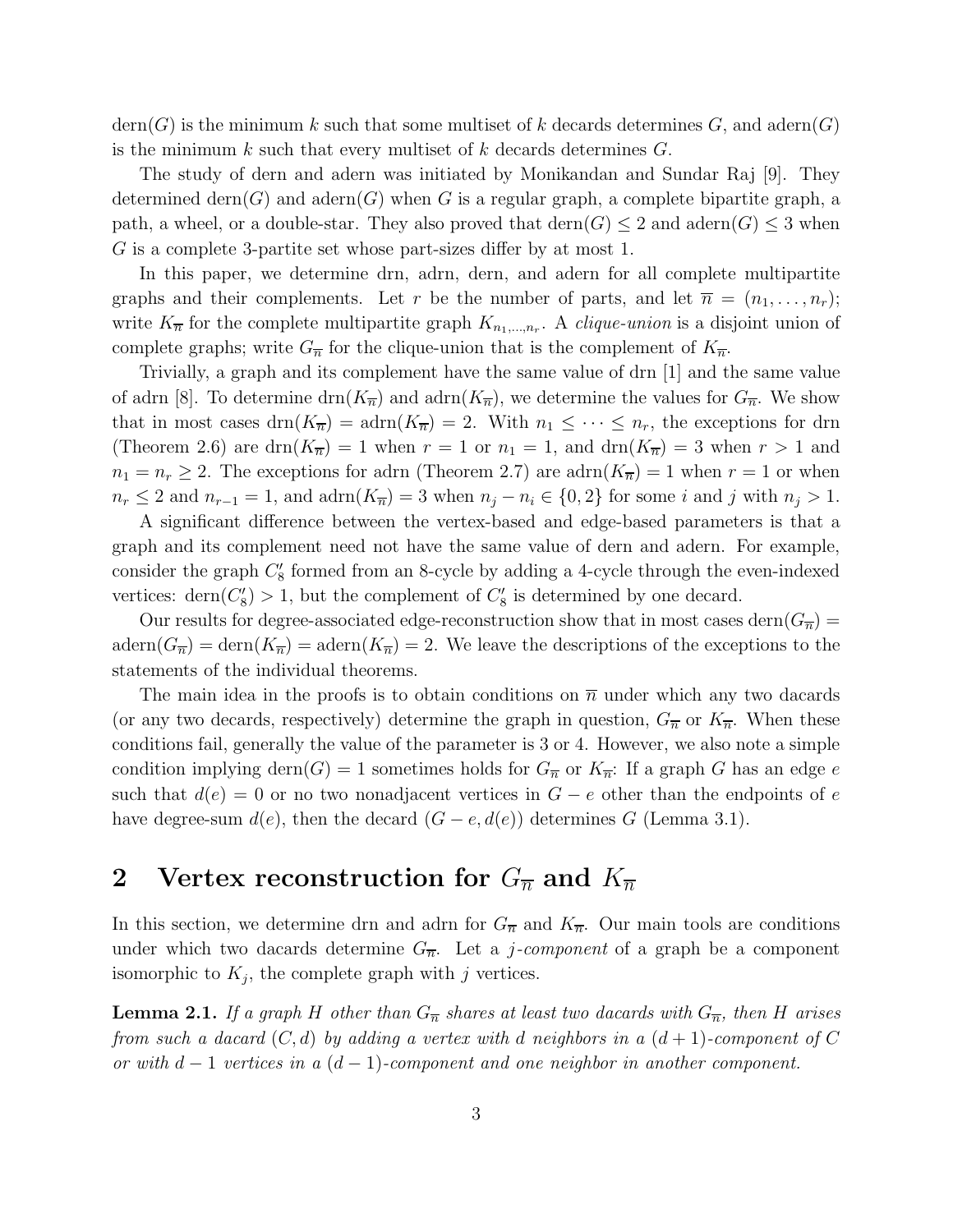dern($G$) is the minimum $k$ such that some multiset of $k$ decards determines $G$, and adern($G$) is the minimum $k$ such that every multiset of $k$ decards determines $G$.

The study of dern and adern was initiated by Monikandan and Sundar Raj [9]. They determined dern($G$) and adern($G$) when $G$ is a regular graph, a complete bipartite graph, a path, a wheel, or a double-star. They also proved that $\text{dern}(G) \leq 2$ and $\text{adern}(G) \leq 3$ when $G$ is a complete 3-partite set whose part-sizes differ by at most 1.

In this paper, we determine drn, adrn, dern, and adern for all complete multipartite graphs and their complements. Let $r$ be the number of parts, and let $\overline{n} = (n_1, \ldots, n_r)$; write $K_{\overline{n}}$ for the complete multipartite graph $K_{n_1,\ldots,n_r}$. A *clique-union* is a disjoint union of complete graphs; write $G_{\overline{n}}$ for the clique-union that is the complement of $K_{\overline{n}}$.

Trivially, a graph and its complement have the same value of drn [1] and the same value of adrn [8]. To determine $\text{drn}(K_{\overline{n}})$ and $\text{adrn}(K_{\overline{n}})$, we determine the values for $G_{\overline{n}}$. We show that in most cases $\text{drn}(K_{\overline{n}}) = \text{adrn}(K_{\overline{n}}) = 2$. With $n_1 \leq \cdots \leq n_r$, the exceptions for drn (Theorem 2.6) are $\text{drn}(K_{\overline{n}}) = 1$ when $r = 1$ or $n_1 = 1$, and $\text{drn}(K_{\overline{n}}) = 3$ when $r > 1$ and $n_1 = n_r \geq 2$. The exceptions for adrn (Theorem 2.7) are $\text{adrn}(K_{\overline{n}}) = 1$ when $r = 1$ or when $n_r \leq 2$ and $n_{r-1} = 1$, and $\text{adrn}(K_{\overline{n}}) = 3$ when $n_j - n_i \in \{0, 2\}$ for some $i$ and $j$ with $n_j > 1$.

A significant difference between the vertex-based and edge-based parameters is that a graph and its complement need not have the same value of dern and adern. For example, consider the graph $C_8'$ formed from an 8-cycle by adding a 4-cycle through the even-indexed vertices: $\text{dern}(C_8') > 1$, but the complement of $C_8'$ is determined by one decard.

Our results for degree-associated edge-reconstruction show that in most cases $\text{dern}(G_{\overline{n}}) = \text{adern}(G_{\overline{n}}) = \text{dern}(K_{\overline{n}}) = \text{adern}(K_{\overline{n}}) = 2$. We leave the descriptions of the exceptions to the statements of the individual theorems.

The main idea in the proofs is to obtain conditions on $\overline{n}$ under which any two dacards (or any two decards, respectively) determine the graph in question, $G_{\overline{n}}$ or $K_{\overline{n}}$. When these conditions fail, generally the value of the parameter is 3 or 4. However, we also note a simple condition implying $\text{dern}(G) = 1$ sometimes holds for $G_{\overline{n}}$ or $K_{\overline{n}}$: If a graph $G$ has an edge $e$ such that $d(e) = 0$ or no two nonadjacent vertices in $G - e$ other than the endpoints of $e$ have degree-sum $d(e)$, then the decard $(G - e, d(e))$ determines $G$ (Lemma 3.1).

## 2 Vertex reconstruction for $G_{\overline{n}}$ and $K_{\overline{n}}$

In this section, we determine drn and adrn for $G_{\overline{n}}$ and $K_{\overline{n}}$. Our main tools are conditions under which two dacards determine $G_{\overline{n}}$. Let a *$j$-component* of a graph be a component isomorphic to $K_j$, the complete graph with $j$ vertices.

**Lemma 2.1.** *If a graph $H$ other than $G_{\overline{n}}$ shares at least two dacards with $G_{\overline{n}}$, then $H$ arises from such a dacard $(C, d)$ by adding a vertex with $d$ neighbors in a $(d+1)$-component of $C$ or with $d - 1$ vertices in a $(d - 1)$-component and one neighbor in another component.*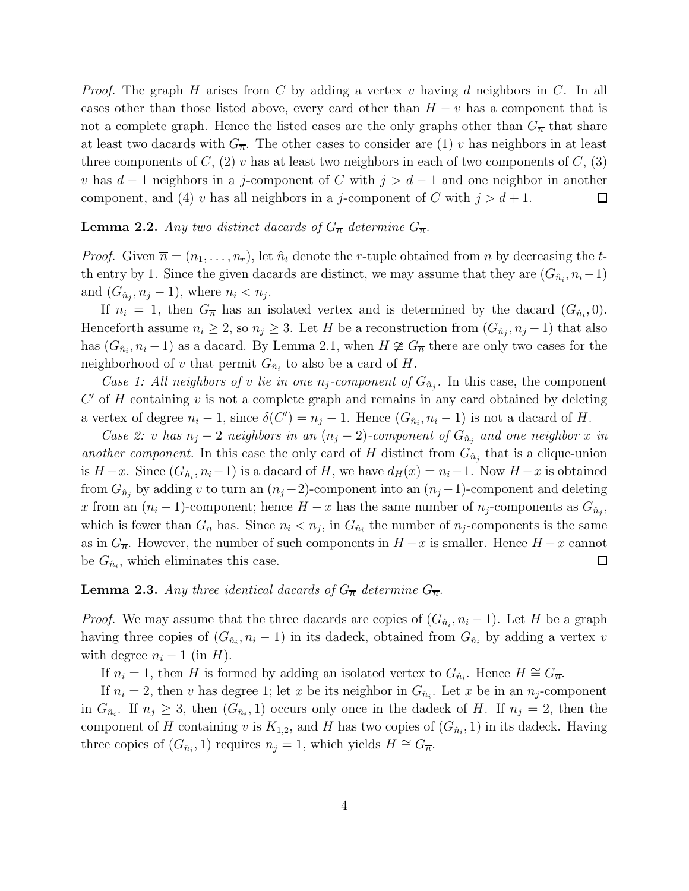*Proof.* The graph $H$ arises from $C$ by adding a vertex $v$ having $d$ neighbors in $C$. In all cases other than those listed above, every card other than $H - v$ has a component that is not a complete graph. Hence the listed cases are the only graphs other than $G_{\overline{n}}$ that share at least two dacards with $G_{\overline{n}}$. The other cases to consider are (1) $v$ has neighbors in at least three components of $C$, (2) $v$ has at least two neighbors in each of two components of $C$, (3) $v$ has $d-1$ neighbors in a $j$-component of $C$ with $j > d-1$ and one neighbor in another component, and (4) $v$ has all neighbors in a $j$-component of $C$ with $j > d+1$. □

**Lemma 2.2.** *Any two distinct dacards of $G_{\overline{n}}$ determine $G_{\overline{n}}$.*

*Proof.* Given $\overline{n} = (n_1, \dots, n_r)$, let $\hat{n}_t$ denote the $r$-tuple obtained from $n$ by decreasing the $t$-th entry by 1. Since the given dacards are distinct, we may assume that they are $(G_{\hat{n}_i}, n_i - 1)$ and $(G_{\hat{n}_j}, n_j - 1)$, where $n_i < n_j$.

If $n_i = 1$, then $G_{\overline{n}}$ has an isolated vertex and is determined by the dacard $(G_{\hat{n}_i}, 0)$. Henceforth assume $n_i \geq 2$, so $n_j \geq 3$. Let $H$ be a reconstruction from $(G_{\hat{n}_j}, n_j - 1)$ that also has $(G_{\hat{n}_i}, n_i - 1)$ as a dacard. By Lemma 2.1, when $H \not\cong G_{\overline{n}}$ there are only two cases for the neighborhood of $v$ that permit $G_{\hat{n}_i}$ to also be a card of $H$.

*Case 1: All neighbors of $v$ lie in one $n_j$-component of $G_{\hat{n}_j}$.* In this case, the component $C'$ of $H$ containing $v$ is not a complete graph and remains in any card obtained by deleting a vertex of degree $n_i - 1$, since $\delta(C') = n_j - 1$. Hence $(G_{\hat{n}_i}, n_i - 1)$ is not a dacard of $H$.

*Case 2: $v$ has $n_j - 2$ neighbors in an $(n_j - 2)$-component of $G_{\hat{n}_j}$ and one neighbor $x$ in another component.* In this case the only card of $H$ distinct from $G_{\hat{n}_j}$ that is a clique-union is $H - x$. Since $(G_{\hat{n}_i}, n_i - 1)$ is a dacard of $H$, we have $d_H(x) = n_i - 1$. Now $H - x$ is obtained from $G_{\hat{n}_j}$ by adding $v$ to turn an $(n_j - 2)$-component into an $(n_j - 1)$-component and deleting $x$ from an $(n_i - 1)$-component; hence $H - x$ has the same number of $n_j$-components as $G_{\hat{n}_j}$, which is fewer than $G_{\overline{n}}$ has. Since $n_i < n_j$, in $G_{\hat{n}_i}$ the number of $n_j$-components is the same as in $G_{\overline{n}}$. However, the number of such components in $H - x$ is smaller. Hence $H - x$ cannot be $G_{\hat{n}_i}$, which eliminates this case. □

**Lemma 2.3.** *Any three identical dacards of $G_{\overline{n}}$ determine $G_{\overline{n}}$.*

*Proof.* We may assume that the three dacards are copies of $(G_{\hat{n}_i}, n_i - 1)$. Let $H$ be a graph having three copies of $(G_{\hat{n}_i}, n_i - 1)$ in its dadeck, obtained from $G_{\hat{n}_i}$ by adding a vertex $v$ with degree $n_i - 1$ (in $H$).

If $n_i = 1$, then $H$ is formed by adding an isolated vertex to $G_{\hat{n}_i}$. Hence $H \cong G_{\overline{n}}$.

If $n_i = 2$, then $v$ has degree 1; let $x$ be its neighbor in $G_{\hat{n}_i}$. Let $x$ be in an $n_j$-component in $G_{\hat{n}_i}$. If $n_j \geq 3$, then $(G_{\hat{n}_i}, 1)$ occurs only once in the dadeck of $H$. If $n_j = 2$, then the component of $H$ containing $v$ is $K_{1,2}$, and $H$ has two copies of $(G_{\hat{n}_i}, 1)$ in its dadeck. Having three copies of $(G_{\hat{n}_i}, 1)$ requires $n_j = 1$, which yields $H \cong G_{\overline{n}}$.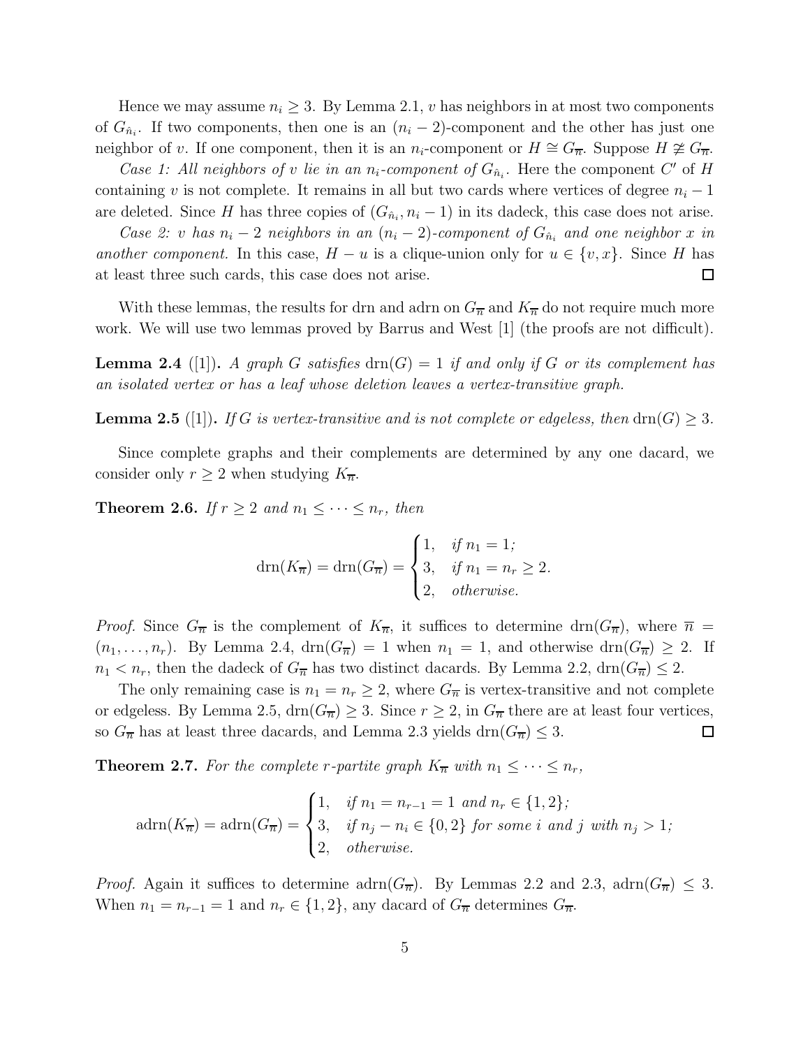Hence we may assume $n_i \geq 3$. By Lemma 2.1, $v$ has neighbors in at most two components of $G_{\hat{n}_i}$. If two components, then one is an $(n_i - 2)$-component and the other has just one neighbor of $v$. If one component, then it is an $n_i$-component or $H \cong G_{\overline{n}}$. Suppose $H \not\cong G_{\overline{n}}$.

*Case 1: All neighbors of $v$ lie in an $n_i$-component of $G_{\hat{n}_i}$.* Here the component $C'$ of $H$ containing $v$ is not complete. It remains in all but two cards where vertices of degree $n_i - 1$ are deleted. Since $H$ has three copies of $(G_{\hat{n}_i}, n_i - 1)$ in its dadeck, this case does not arise.

*Case 2: $v$ has $n_i - 2$ neighbors in an $(n_i - 2)$-component of $G_{\hat{n}_i}$ and one neighbor $x$ in another component.* In this case, $H - u$ is a clique-union only for $u \in \{v, x\}$. Since $H$ has at least three such cards, this case does not arise. □

With these lemmas, the results for drn and adrn on $G_{\overline{n}}$ and $K_{\overline{n}}$ do not require much more work. We will use two lemmas proved by Barrus and West [1] (the proofs are not difficult).

**Lemma 2.4** ([1]). *A graph $G$ satisfies $\mathrm{drn}(G) = 1$ if and only if $G$ or its complement has an isolated vertex or has a leaf whose deletion leaves a vertex-transitive graph.*

**Lemma 2.5** ([1]). *If $G$ is vertex-transitive and is not complete or edgeless, then $\mathrm{drn}(G) \geq 3$.*

Since complete graphs and their complements are determined by any one dacard, we consider only $r \geq 2$ when studying $K_{\overline{n}}$.

**Theorem 2.6.** *If $r \geq 2$ and $n_1 \leq \cdots \leq n_r$, then*

$$\mathrm{drn}(K_{\overline{n}}) = \mathrm{drn}(G_{\overline{n}}) = \begin{cases} 1, & \text{if } n_1 = 1; \\ 3, & \text{if } n_1 = n_r \geq 2. \\ 2, & \text{otherwise.} \end{cases}$$

*Proof.* Since $G_{\overline{n}}$ is the complement of $K_{\overline{n}}$, it suffices to determine $\mathrm{drn}(G_{\overline{n}})$, where $\overline{n} = (n_1, \ldots, n_r)$. By Lemma 2.4, $\mathrm{drn}(G_{\overline{n}}) = 1$ when $n_1 = 1$, and otherwise $\mathrm{drn}(G_{\overline{n}}) \geq 2$. If $n_1 < n_r$, then the dadeck of $G_{\overline{n}}$ has two distinct dacards. By Lemma 2.2, $\mathrm{drn}(G_{\overline{n}}) \leq 2$.

The only remaining case is $n_1 = n_r \geq 2$, where $G_{\overline{n}}$ is vertex-transitive and not complete or edgeless. By Lemma 2.5, $\mathrm{drn}(G_{\overline{n}}) \geq 3$. Since $r \geq 2$, in $G_{\overline{n}}$ there are at least four vertices, so $G_{\overline{n}}$ has at least three dacards, and Lemma 2.3 yields $\mathrm{drn}(G_{\overline{n}}) \leq 3$. □

**Theorem 2.7.** *For the complete $r$-partite graph $K_{\overline{n}}$ with $n_1 \leq \cdots \leq n_r$,*

$$\mathrm{adrn}(K_{\overline{n}}) = \mathrm{adrn}(G_{\overline{n}}) = \begin{cases} 1, & \text{if } n_1 = n_{r-1} = 1 \text{ and } n_r \in \{1, 2\}; \\ 3, & \text{if } n_j - n_i \in \{0, 2\} \text{ for some } i \text{ and } j \text{ with } n_j > 1; \\ 2, & \text{otherwise.} \end{cases}$$

*Proof.* Again it suffices to determine $\mathrm{adrn}(G_{\overline{n}})$. By Lemmas 2.2 and 2.3, $\mathrm{adrn}(G_{\overline{n}}) \leq 3$. When $n_1 = n_{r-1} = 1$ and $n_r \in \{1, 2\}$, any dacard of $G_{\overline{n}}$ determines $G_{\overline{n}}$.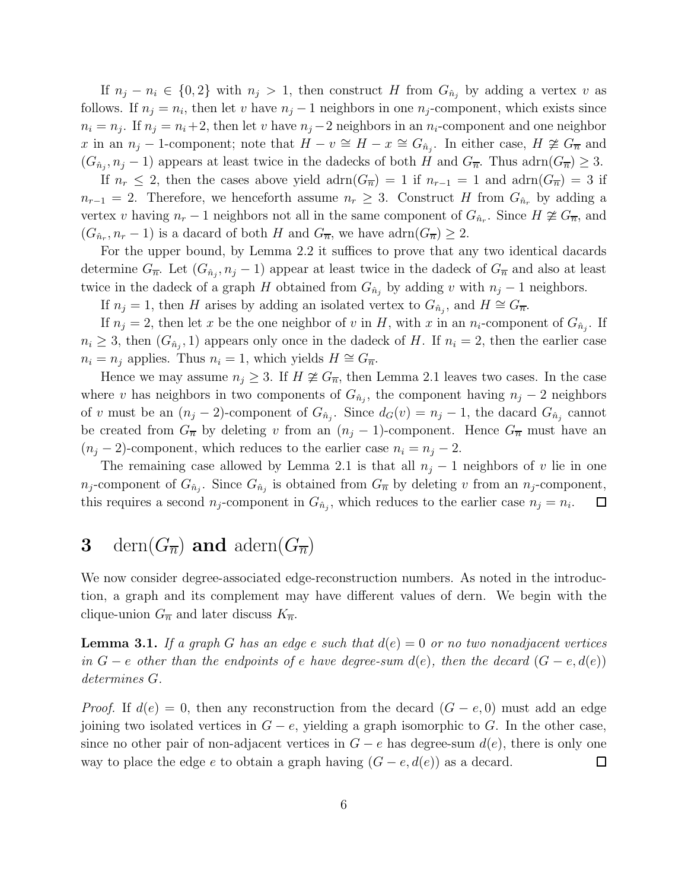If $n_j - n_i \in \{0, 2\}$ with $n_j > 1$, then construct $H$ from $G_{\hat{n}_j}$ by adding a vertex $v$ as follows. If $n_j = n_i$, then let $v$ have $n_j - 1$ neighbors in one $n_j$-component, which exists since $n_i = n_j$. If $n_j = n_i + 2$, then let $v$ have $n_j - 2$ neighbors in an $n_i$-component and one neighbor $x$ in an $n_j - 1$-component; note that $H - v \cong H - x \cong G_{\hat{n}_j}$. In either case, $H \not\cong G_{\overline{n}}$ and $(G_{\hat{n}_j}, n_j - 1)$ appears at least twice in the dadecks of both $H$ and $G_{\overline{n}}$. Thus $\text{adrn}(G_{\overline{n}}) \geq 3$.

If $n_r \leq 2$, then the cases above yield $\text{adrn}(G_{\overline{n}}) = 1$ if $n_{r-1} = 1$ and $\text{adrn}(G_{\overline{n}}) = 3$ if $n_{r-1} = 2$. Therefore, we henceforth assume $n_r \geq 3$. Construct $H$ from $G_{\hat{n}_r}$ by adding a vertex $v$ having $n_r - 1$ neighbors not all in the same component of $G_{\hat{n}_r}$. Since $H \not\cong G_{\overline{n}}$, and $(G_{\hat{n}_r}, n_r - 1)$ is a dacard of both $H$ and $G_{\overline{n}}$, we have $\text{adrn}(G_{\overline{n}}) \geq 2$.

For the upper bound, by Lemma 2.2 it suffices to prove that any two identical dacards determine $G_{\overline{n}}$. Let $(G_{\hat{n}_j}, n_j - 1)$ appear at least twice in the dadeck of $G_{\overline{n}}$ and also at least twice in the dadeck of a graph $H$ obtained from $G_{\hat{n}_j}$ by adding $v$ with $n_j - 1$ neighbors.

If $n_j = 1$, then $H$ arises by adding an isolated vertex to $G_{\hat{n}_j}$, and $H \cong G_{\overline{n}}$.

If $n_j = 2$, then let $x$ be the one neighbor of $v$ in $H$, with $x$ in an $n_i$-component of $G_{\hat{n}_j}$. If $n_i \geq 3$, then $(G_{\hat{n}_j}, 1)$ appears only once in the dadeck of $H$. If $n_i = 2$, then the earlier case $n_i = n_j$ applies. Thus $n_i = 1$, which yields $H \cong G_{\overline{n}}$.

Hence we may assume $n_j \geq 3$. If $H \not\cong G_{\overline{n}}$, then Lemma 2.1 leaves two cases. In the case where $v$ has neighbors in two components of $G_{\hat{n}_j}$, the component having $n_j - 2$ neighbors of $v$ must be an $(n_j - 2)$-component of $G_{\hat{n}_j}$. Since $d_G(v) = n_j - 1$, the dacard $G_{\hat{n}_j}$ cannot be created from $G_{\overline{n}}$ by deleting $v$ from an $(n_j - 1)$-component. Hence $G_{\overline{n}}$ must have an $(n_j - 2)$-component, which reduces to the earlier case $n_i = n_j - 2$.

The remaining case allowed by Lemma 2.1 is that all $n_j - 1$ neighbors of $v$ lie in one $n_j$-component of $G_{\hat{n}_j}$. Since $G_{\hat{n}_j}$ is obtained from $G_{\overline{n}}$ by deleting $v$ from an $n_j$-component, this requires a second $n_j$-component in $G_{\hat{n}_j}$, which reduces to the earlier case $n_j = n_i$. $\square$

# 3 $\text{dern}(G_{\overline{n}})$ and $\text{adern}(G_{\overline{n}})$

We now consider degree-associated edge-reconstruction numbers. As noted in the introduction, a graph and its complement may have different values of dern. We begin with the clique-union $G_{\overline{n}}$ and later discuss $K_{\overline{n}}$.

**Lemma 3.1.** *If a graph $G$ has an edge $e$ such that $d(e) = 0$ or no two nonadjacent vertices in $G - e$ other than the endpoints of $e$ have degree-sum $d(e)$, then the decard $(G - e, d(e))$ determines $G$.*

*Proof.* If $d(e) = 0$, then any reconstruction from the decard $(G - e, 0)$ must add an edge joining two isolated vertices in $G - e$, yielding a graph isomorphic to $G$. In the other case, since no other pair of non-adjacent vertices in $G - e$ has degree-sum $d(e)$, there is only one way to place the edge $e$ to obtain a graph having $(G - e, d(e))$ as a decard. $\square$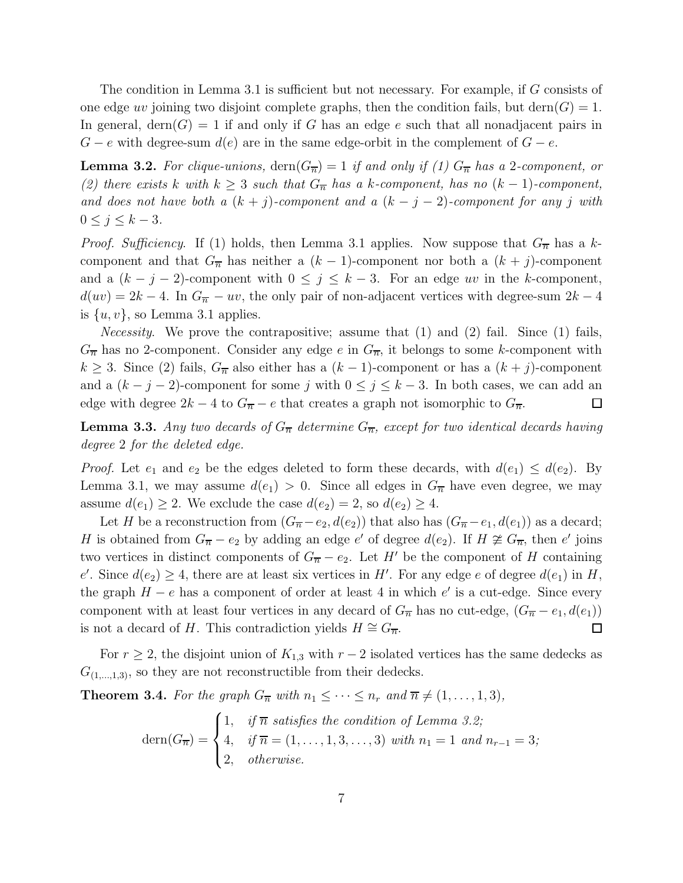The condition in Lemma 3.1 is sufficient but not necessary. For example, if $G$ consists of one edge $uv$ joining two disjoint complete graphs, then the condition fails, but $\mathrm{dern}(G) = 1$. In general, $\mathrm{dern}(G) = 1$ if and only if $G$ has an edge $e$ such that all nonadjacent pairs in $G - e$ with degree-sum $d(e)$ are in the same edge-orbit in the complement of $G - e$.

**Lemma 3.2.** *For clique-unions, $\mathrm{dern}(G_{\overline{n}}) = 1$ if and only if (1) $G_{\overline{n}}$ has a 2-component, or (2) there exists $k$ with $k \geq 3$ such that $G_{\overline{n}}$ has a $k$-component, has no $(k-1)$-component, and does not have both a $(k+j)$-component and a $(k-j-2)$-component for any $j$ with $0 \leq j \leq k-3$.*

*Proof. Sufficiency.* If (1) holds, then Lemma 3.1 applies. Now suppose that $G_{\overline{n}}$ has a $k$-component and that $G_{\overline{n}}$ has neither a $(k-1)$-component nor both a $(k+j)$-component and a $(k-j-2)$-component with $0 \leq j \leq k-3$. For an edge $uv$ in the $k$-component, $d(uv) = 2k-4$. In $G_{\overline{n}} - uv$, the only pair of non-adjacent vertices with degree-sum $2k-4$ is $\{u, v\}$, so Lemma 3.1 applies.

*Necessity.* We prove the contrapositive; assume that (1) and (2) fail. Since (1) fails, $G_{\overline{n}}$ has no 2-component. Consider any edge $e$ in $G_{\overline{n}}$, it belongs to some $k$-component with $k \geq 3$. Since (2) fails, $G_{\overline{n}}$ also either has a $(k-1)$-component or has a $(k+j)$-component and a $(k-j-2)$-component for some $j$ with $0 \leq j \leq k-3$. In both cases, we can add an edge with degree $2k-4$ to $G_{\overline{n}} - e$ that creates a graph not isomorphic to $G_{\overline{n}}$. $\square$

**Lemma 3.3.** *Any two decards of $G_{\overline{n}}$ determine $G_{\overline{n}}$, except for two identical decards having degree 2 for the deleted edge.*

*Proof.* Let $e_1$ and $e_2$ be the edges deleted to form these decards, with $d(e_1) \leq d(e_2)$. By Lemma 3.1, we may assume $d(e_1) > 0$. Since all edges in $G_{\overline{n}}$ have even degree, we may assume $d(e_1) \geq 2$. We exclude the case $d(e_2) = 2$, so $d(e_2) \geq 4$.

Let $H$ be a reconstruction from $(G_{\overline{n}} - e_2, d(e_2))$ that also has $(G_{\overline{n}} - e_1, d(e_1))$ as a decard; $H$ is obtained from $G_{\overline{n}} - e_2$ by adding an edge $e'$ of degree $d(e_2)$. If $H \not\cong G_{\overline{n}}$, then $e'$ joins two vertices in distinct components of $G_{\overline{n}} - e_2$. Let $H'$ be the component of $H$ containing $e'$. Since $d(e_2) \geq 4$, there are at least six vertices in $H'$. For any edge $e$ of degree $d(e_1)$ in $H$, the graph $H - e$ has a component of order at least 4 in which $e'$ is a cut-edge. Since every component with at least four vertices in any decard of $G_{\overline{n}}$ has no cut-edge, $(G_{\overline{n}} - e_1, d(e_1))$ is not a decard of $H$. This contradiction yields $H \cong G_{\overline{n}}$. $\square$

For $r \geq 2$, the disjoint union of $K_{1,3}$ with $r-2$ isolated vertices has the same dedecks as $G_{(1,\dots,1,3)}$, so they are not reconstructible from their dedecks.

**Theorem 3.4.** *For the graph $G_{\overline{n}}$ with $n_1 \leq \cdots \leq n_r$ and $\overline{n} \neq (1, \dots, 1, 3)$,*

$$\mathrm{dern}(G_{\overline{n}}) = \begin{cases} 1, & \text{if } \overline{n} \text{ satisfies the condition of Lemma 3.2;} \\ 4, & \text{if } \overline{n} = (1, \dots, 1, 3, \dots, 3) \text{ with } n_1 = 1 \text{ and } n_{r-1} = 3; \\ 2, & \text{otherwise.} \end{cases}$$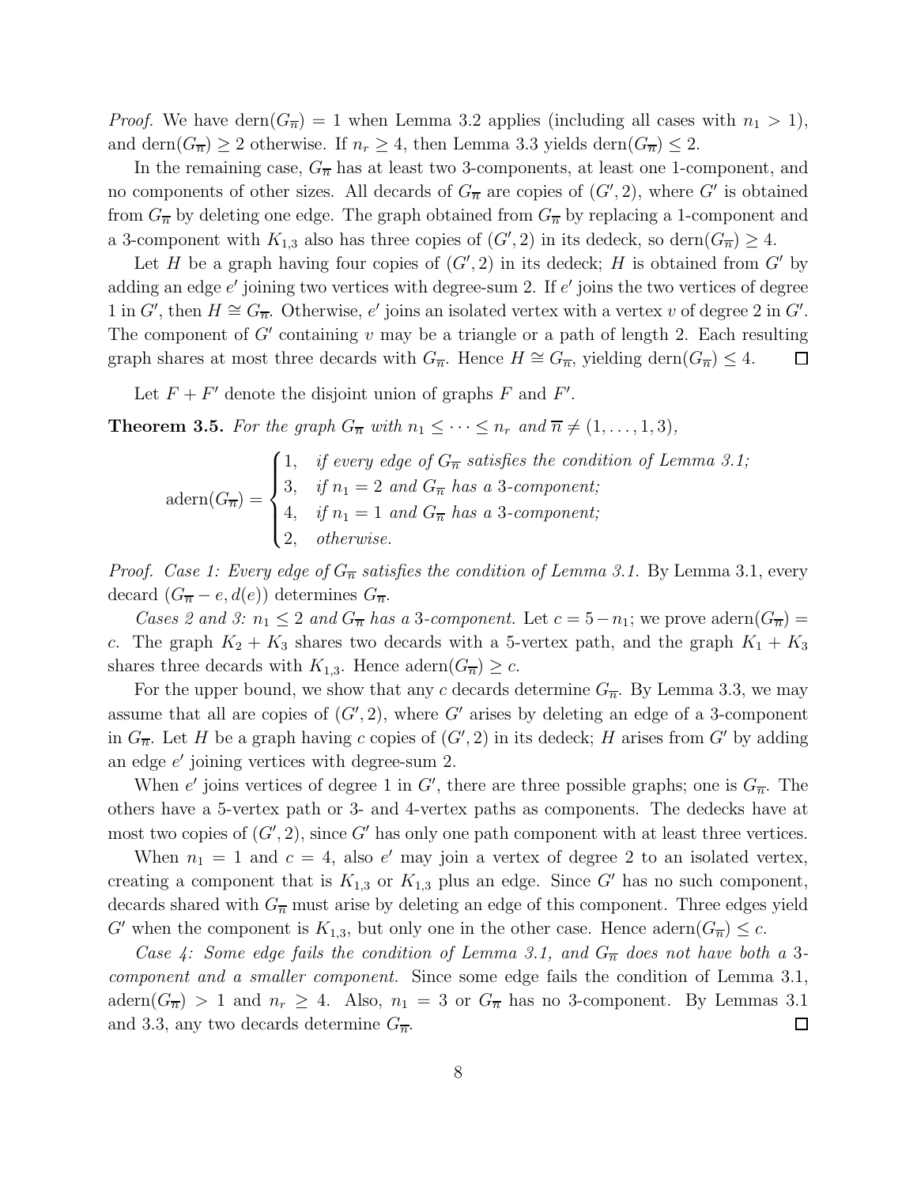*Proof.* We have $\mathrm{dern}(G_{\overline{n}}) = 1$ when Lemma 3.2 applies (including all cases with $n_1 > 1$), and $\mathrm{dern}(G_{\overline{n}}) \geq 2$ otherwise. If $n_r \geq 4$, then Lemma 3.3 yields $\mathrm{dern}(G_{\overline{n}}) \leq 2$.

In the remaining case, $G_{\overline{n}}$ has at least two 3-components, at least one 1-component, and no components of other sizes. All decards of $G_{\overline{n}}$ are copies of $(G', 2)$, where $G'$ is obtained from $G_{\overline{n}}$ by deleting one edge. The graph obtained from $G_{\overline{n}}$ by replacing a 1-component and a 3-component with $K_{1,3}$ also has three copies of $(G', 2)$ in its dedeck, so $\mathrm{dern}(G_{\overline{n}}) \geq 4$.

Let $H$ be a graph having four copies of $(G', 2)$ in its dedeck; $H$ is obtained from $G'$ by adding an edge $e'$ joining two vertices with degree-sum 2. If $e'$ joins the two vertices of degree 1 in $G'$, then $H \cong G_{\overline{n}}$. Otherwise, $e'$ joins an isolated vertex with a vertex $v$ of degree 2 in $G'$. The component of $G'$ containing $v$ may be a triangle or a path of length 2. Each resulting graph shares at most three decards with $G_{\overline{n}}$. Hence $H \cong G_{\overline{n}}$, yielding $\mathrm{dern}(G_{\overline{n}}) \leq 4$. $\square$

Let $F + F'$ denote the disjoint union of graphs $F$ and $F'$.

**Theorem 3.5.** *For the graph $G_{\overline{n}}$ with $n_1 \leq \cdots \leq n_r$ and $\overline{n} \neq (1, \ldots, 1, 3)$,*

$$\mathrm{adern}(G_{\overline{n}}) = \begin{cases} 1, & \text{if every edge of } G_{\overline{n}} \text{ satisfies the condition of Lemma 3.1;} \\ 3, & \text{if } n_1 = 2 \text{ and } G_{\overline{n}} \text{ has a 3-component;} \\ 4, & \text{if } n_1 = 1 \text{ and } G_{\overline{n}} \text{ has a 3-component;} \\ 2, & \text{otherwise.} \end{cases}$$

*Proof. Case 1: Every edge of $G_{\overline{n}}$ satisfies the condition of Lemma 3.1.* By Lemma 3.1, every decard $(G_{\overline{n}} - e, d(e))$ determines $G_{\overline{n}}$.

*Cases 2 and 3: $n_1 \leq 2$ and $G_{\overline{n}}$ has a 3-component.* Let $c = 5 - n_1$; we prove $\mathrm{adern}(G_{\overline{n}}) = c$. The graph $K_2 + K_3$ shares two decards with a 5-vertex path, and the graph $K_1 + K_3$ shares three decards with $K_{1,3}$. Hence $\mathrm{adern}(G_{\overline{n}}) \geq c$.

For the upper bound, we show that any $c$ decards determine $G_{\overline{n}}$. By Lemma 3.3, we may assume that all are copies of $(G', 2)$, where $G'$ arises by deleting an edge of a 3-component in $G_{\overline{n}}$. Let $H$ be a graph having $c$ copies of $(G', 2)$ in its dedeck; $H$ arises from $G'$ by adding an edge $e'$ joining vertices with degree-sum 2.

When $e'$ joins vertices of degree 1 in $G'$, there are three possible graphs; one is $G_{\overline{n}}$. The others have a 5-vertex path or 3- and 4-vertex paths as components. The dedecks have at most two copies of $(G', 2)$, since $G'$ has only one path component with at least three vertices.

When $n_1 = 1$ and $c = 4$, also $e'$ may join a vertex of degree 2 to an isolated vertex, creating a component that is $K_{1,3}$ or $K_{1,3}$ plus an edge. Since $G'$ has no such component, decards shared with $G_{\overline{n}}$ must arise by deleting an edge of this component. Three edges yield $G'$ when the component is $K_{1,3}$, but only one in the other case. Hence $\mathrm{adern}(G_{\overline{n}}) \leq c$.

*Case 4: Some edge fails the condition of Lemma 3.1, and $G_{\overline{n}}$ does not have both a 3-component and a smaller component.* Since some edge fails the condition of Lemma 3.1, $\mathrm{adern}(G_{\overline{n}}) > 1$ and $n_r \geq 4$. Also, $n_1 = 3$ or $G_{\overline{n}}$ has no 3-component. By Lemmas 3.1 and 3.3, any two decards determine $G_{\overline{n}}$. $\square$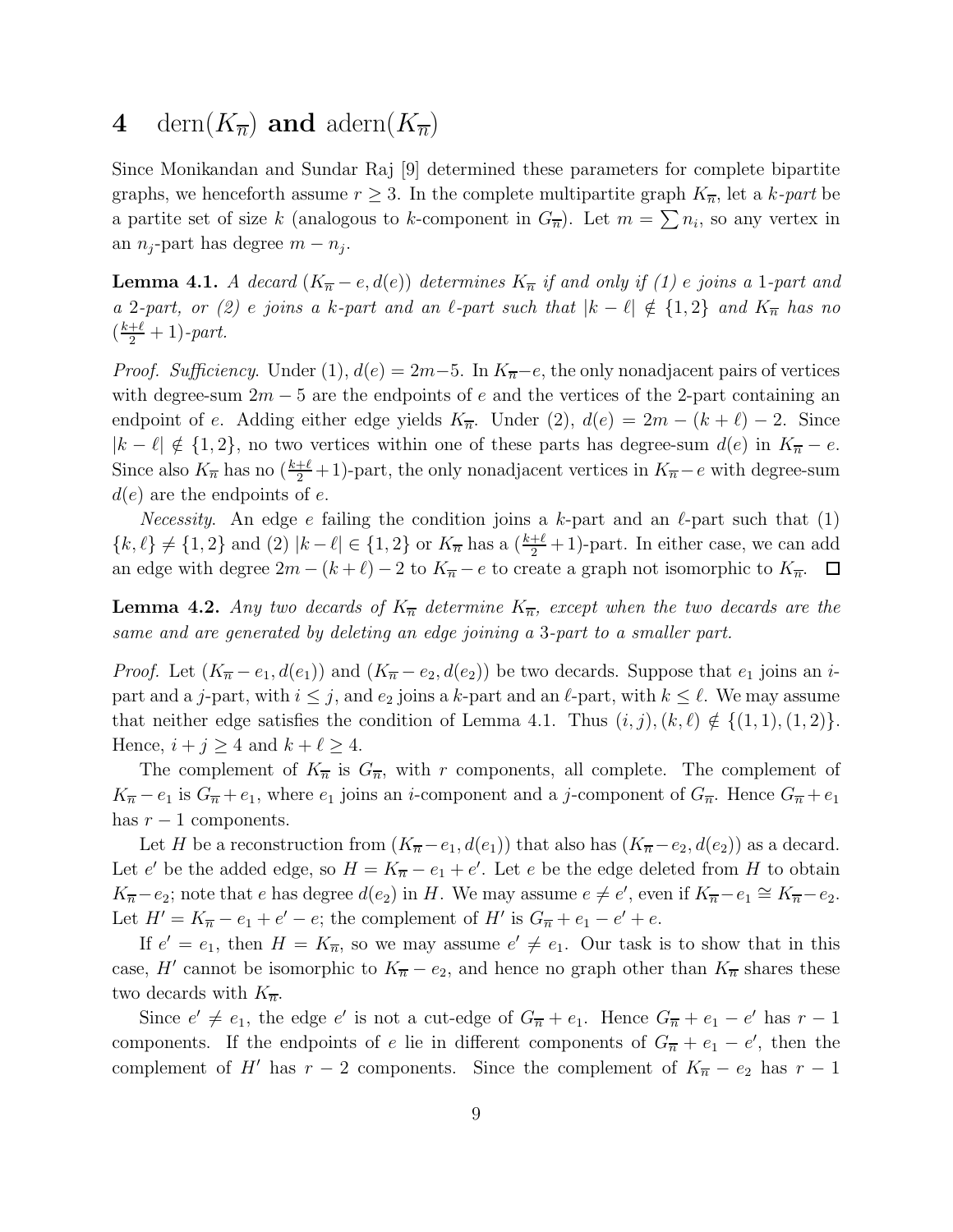## 4 $\mathrm{dern}(K_{\overline{n}})$ and $\mathrm{adern}(K_{\overline{n}})$

Since Monikandan and Sundar Raj [9] determined these parameters for complete bipartite graphs, we henceforth assume $r \geq 3$. In the complete multipartite graph $K_{\overline{n}}$, let a *$k$-part* be a partite set of size $k$ (analogous to $k$-component in $G_{\overline{n}}$). Let $m = \sum n_i$, so any vertex in an $n_j$-part has degree $m - n_j$.

**Lemma 4.1.** *A decard $(K_{\overline{n}} - e, d(e))$ determines $K_{\overline{n}}$ if and only if (1) $e$ joins a 1-part and a 2-part, or (2) $e$ joins a $k$-part and an $\ell$-part such that $|k - \ell| \notin \{1, 2\}$ and $K_{\overline{n}}$ has no $(\frac{k+\ell}{2} + 1)$-part.*

*Proof. Sufficiency.* Under (1), $d(e) = 2m - 5$. In $K_{\overline{n}} - e$, the only nonadjacent pairs of vertices with degree-sum $2m - 5$ are the endpoints of $e$ and the vertices of the 2-part containing an endpoint of $e$. Adding either edge yields $K_{\overline{n}}$. Under (2), $d(e) = 2m - (k + \ell) - 2$. Since $|k - \ell| \notin \{1, 2\}$, no two vertices within one of these parts has degree-sum $d(e)$ in $K_{\overline{n}} - e$. Since also $K_{\overline{n}}$ has no $(\frac{k+\ell}{2} + 1)$-part, the only nonadjacent vertices in $K_{\overline{n}} - e$ with degree-sum $d(e)$ are the endpoints of $e$.

*Necessity.* An edge $e$ failing the condition joins a $k$-part and an $\ell$-part such that (1) $\{k, \ell\} \neq \{1, 2\}$ and (2) $|k - \ell| \in \{1, 2\}$ or $K_{\overline{n}}$ has a $(\frac{k+\ell}{2} + 1)$-part. In either case, we can add an edge with degree $2m - (k + \ell) - 2$ to $K_{\overline{n}} - e$ to create a graph not isomorphic to $K_{\overline{n}}$. $\square$

**Lemma 4.2.** *Any two decards of $K_{\overline{n}}$ determine $K_{\overline{n}}$, except when the two decards are the same and are generated by deleting an edge joining a 3-part to a smaller part.*

*Proof.* Let $(K_{\overline{n}} - e_1, d(e_1))$ and $(K_{\overline{n}} - e_2, d(e_2))$ be two decards. Suppose that $e_1$ joins an $i$-part and a $j$-part, with $i \leq j$, and $e_2$ joins a $k$-part and an $\ell$-part, with $k \leq \ell$. We may assume that neither edge satisfies the condition of Lemma 4.1. Thus $(i, j), (k, \ell) \notin \{(1, 1), (1, 2)\}$. Hence, $i + j \geq 4$ and $k + \ell \geq 4$.

The complement of $K_{\overline{n}}$ is $G_{\overline{n}}$, with $r$ components, all complete. The complement of $K_{\overline{n}} - e_1$ is $G_{\overline{n}} + e_1$, where $e_1$ joins an $i$-component and a $j$-component of $G_{\overline{n}}$. Hence $G_{\overline{n}} + e_1$ has $r - 1$ components.

Let $H$ be a reconstruction from $(K_{\overline{n}} - e_1, d(e_1))$ that also has $(K_{\overline{n}} - e_2, d(e_2))$ as a decard. Let $e'$ be the added edge, so $H = K_{\overline{n}} - e_1 + e'$. Let $e$ be the edge deleted from $H$ to obtain $K_{\overline{n}} - e_2$; note that $e$ has degree $d(e_2)$ in $H$. We may assume $e \neq e'$, even if $K_{\overline{n}} - e_1 \cong K_{\overline{n}} - e_2$. Let $H' = K_{\overline{n}} - e_1 + e' - e$; the complement of $H'$ is $G_{\overline{n}} + e_1 - e' + e$.

If $e' = e_1$, then $H = K_{\overline{n}}$, so we may assume $e' \neq e_1$. Our task is to show that in this case, $H'$ cannot be isomorphic to $K_{\overline{n}} - e_2$, and hence no graph other than $K_{\overline{n}}$ shares these two decards with $K_{\overline{n}}$.

Since $e' \neq e_1$, the edge $e'$ is not a cut-edge of $G_{\overline{n}} + e_1$. Hence $G_{\overline{n}} + e_1 - e'$ has $r - 1$ components. If the endpoints of $e$ lie in different components of $G_{\overline{n}} + e_1 - e'$, then the complement of $H'$ has $r - 2$ components. Since the complement of $K_{\overline{n}} - e_2$ has $r - 1$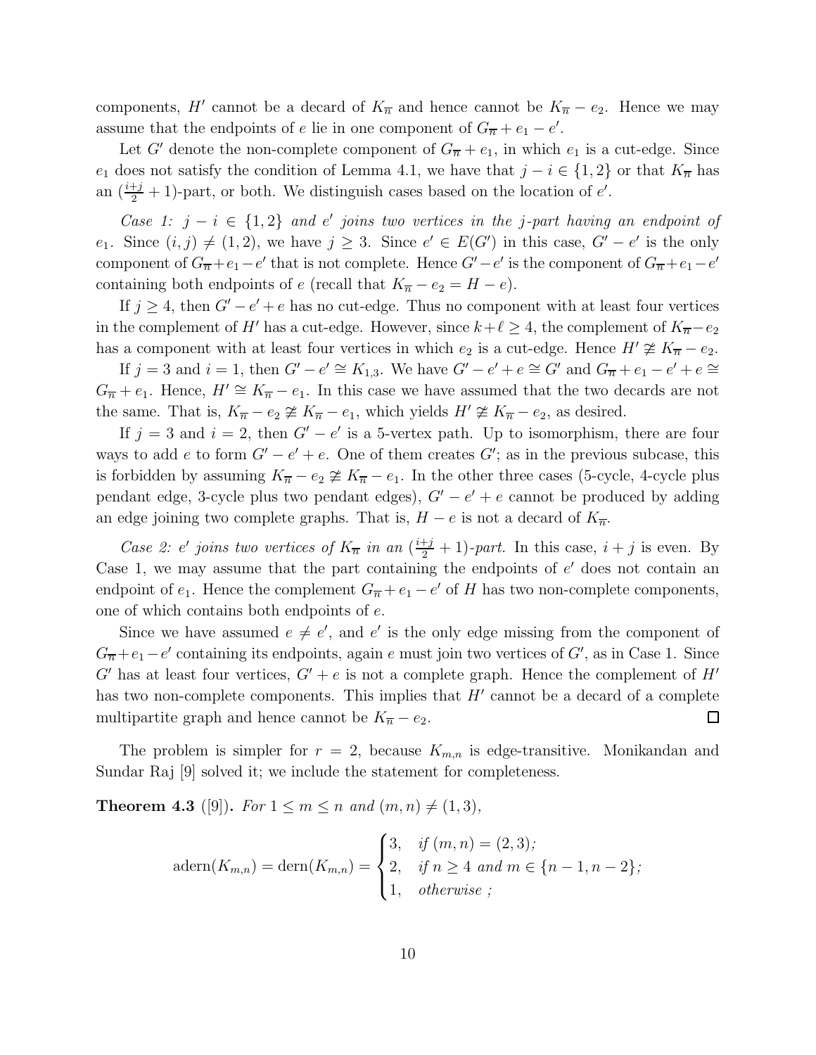components, $H'$ cannot be a decard of $K_{\overline{n}}$ and hence cannot be $K_{\overline{n}} - e_2$. Hence we may assume that the endpoints of $e$ lie in one component of $G_{\overline{n}} + e_1 - e'$.

Let $G'$ denote the non-complete component of $G_{\overline{n}} + e_1$, in which $e_1$ is a cut-edge. Since $e_1$ does not satisfy the condition of Lemma 4.1, we have that $j - i \in \{1, 2\}$ or that $K_{\overline{n}}$ has an $(\frac{i+j}{2} + 1)$-part, or both. We distinguish cases based on the location of $e'$.

*Case 1: $j - i \in \{1, 2\}$ and $e'$ joins two vertices in the $j$-part having an endpoint of $e_1$.* Since $(i, j) \neq (1, 2)$, we have $j \geq 3$. Since $e' \in E(G')$ in this case, $G' - e'$ is the only component of $G_{\overline{n}} + e_1 - e'$ that is not complete. Hence $G' - e'$ is the component of $G_{\overline{n}} + e_1 - e'$ containing both endpoints of $e$ (recall that $K_{\overline{n}} - e_2 = H - e$).

If $j \geq 4$, then $G' - e' + e$ has no cut-edge. Thus no component with at least four vertices in the complement of $H'$ has a cut-edge. However, since $k + \ell \geq 4$, the complement of $K_{\overline{n}} - e_2$ has a component with at least four vertices in which $e_2$ is a cut-edge. Hence $H' \ncong K_{\overline{n}} - e_2$.

If $j = 3$ and $i = 1$, then $G' - e' \cong K_{1,3}$. We have $G' - e' + e \cong G'$ and $G_{\overline{n}} + e_1 - e' + e \cong G_{\overline{n}} + e_1$. Hence, $H' \cong K_{\overline{n}} - e_1$. In this case we have assumed that the two decards are not the same. That is, $K_{\overline{n}} - e_2 \ncong K_{\overline{n}} - e_1$, which yields $H' \ncong K_{\overline{n}} - e_2$, as desired.

If $j = 3$ and $i = 2$, then $G' - e'$ is a 5-vertex path. Up to isomorphism, there are four ways to add $e$ to form $G' - e' + e$. One of them creates $G'$; as in the previous subcase, this is forbidden by assuming $K_{\overline{n}} - e_2 \ncong K_{\overline{n}} - e_1$. In the other three cases (5-cycle, 4-cycle plus pendant edge, 3-cycle plus two pendant edges), $G' - e' + e$ cannot be produced by adding an edge joining two complete graphs. That is, $H - e$ is not a decard of $K_{\overline{n}}$.

*Case 2: $e'$ joins two vertices of $K_{\overline{n}}$ in an $(\frac{i+j}{2} + 1)$-part.* In this case, $i + j$ is even. By Case 1, we may assume that the part containing the endpoints of $e'$ does not contain an endpoint of $e_1$. Hence the complement $G_{\overline{n}} + e_1 - e'$ of $H$ has two non-complete components, one of which contains both endpoints of $e$.

Since we have assumed $e \neq e'$, and $e'$ is the only edge missing from the component of $G_{\overline{n}} + e_1 - e'$ containing its endpoints, again $e$ must join two vertices of $G'$, as in Case 1. Since $G'$ has at least four vertices, $G' + e$ is not a complete graph. Hence the complement of $H'$ has two non-complete components. This implies that $H'$ cannot be a decard of a complete multipartite graph and hence cannot be $K_{\overline{n}} - e_2$. □

The problem is simpler for $r = 2$, because $K_{m,n}$ is edge-transitive. Monikandan and Sundar Raj [9] solved it; we include the statement for completeness.

**Theorem 4.3** ([9]). *For $1 \leq m \leq n$ and $(m, n) \neq (1, 3)$,*

$$\operatorname{adern}(K_{m,n}) = \operatorname{dern}(K_{m,n}) = \begin{cases} 3, & \text{if } (m, n) = (2, 3); \\ 2, & \text{if } n \geq 4 \text{ and } m \in \{n-1, n-2\}; \\ 1, & \text{otherwise ;} \end{cases}$$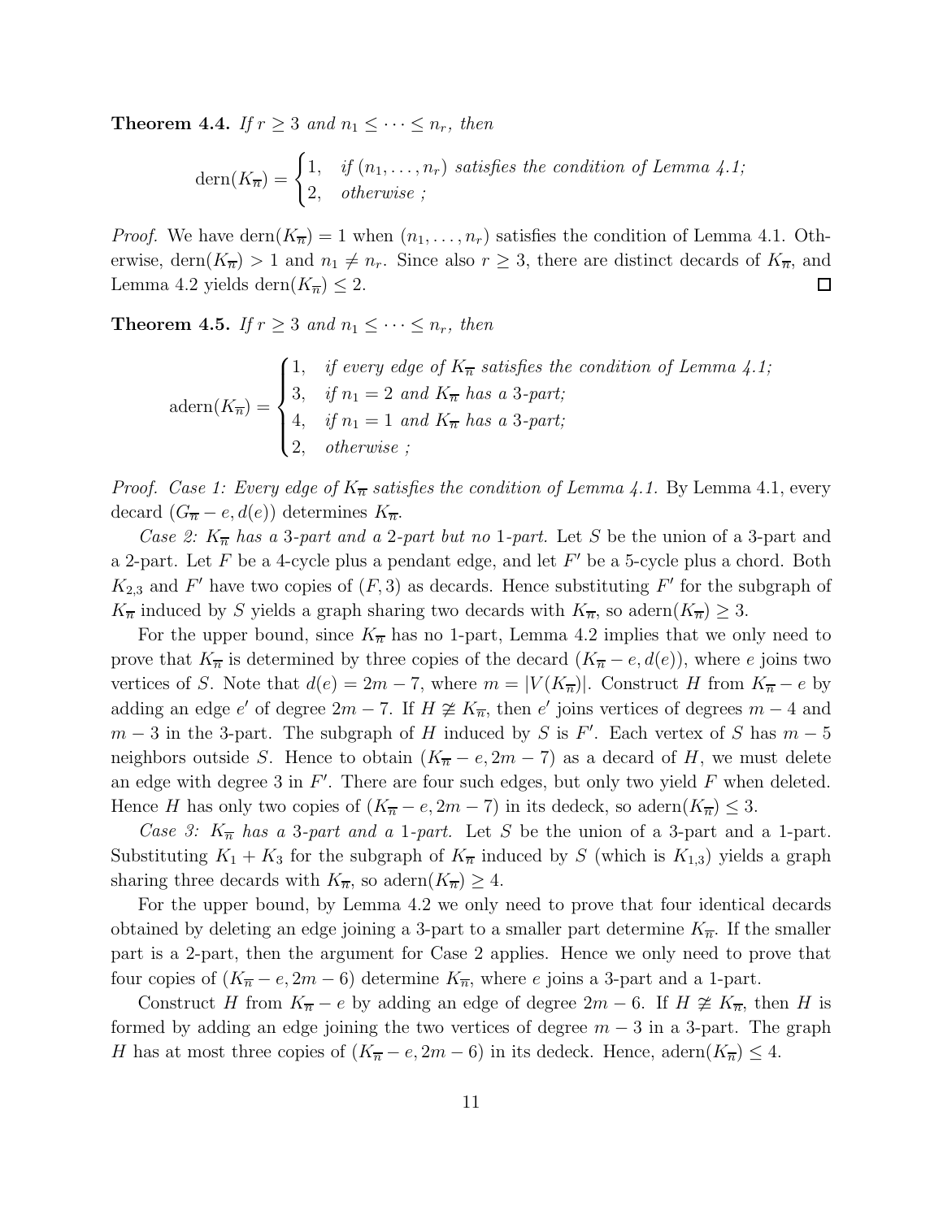**Theorem 4.4.** *If $r \geq 3$ and $n_1 \leq \cdots \leq n_r$, then*

$$\operatorname{dern}(K_{\overline{n}}) = \begin{cases} 1, & \text{if } (n_1, \ldots, n_r) \text{ satisfies the condition of Lemma 4.1;} \\ 2, & \text{otherwise ;} \end{cases}$$

*Proof.* We have $\operatorname{dern}(K_{\overline{n}}) = 1$ when $(n_1, \ldots, n_r)$ satisfies the condition of Lemma 4.1. Otherwise, $\operatorname{dern}(K_{\overline{n}}) > 1$ and $n_1 \neq n_r$. Since also $r \geq 3$, there are distinct decards of $K_{\overline{n}}$, and Lemma 4.2 yields $\operatorname{dern}(K_{\overline{n}}) \leq 2$. □

**Theorem 4.5.** *If $r \geq 3$ and $n_1 \leq \cdots \leq n_r$, then*

$$\operatorname{adern}(K_{\overline{n}}) = \begin{cases} 1, & \text{if every edge of } K_{\overline{n}} \text{ satisfies the condition of Lemma 4.1;} \\ 3, & \text{if } n_1 = 2 \text{ and } K_{\overline{n}} \text{ has a 3-part;} \\ 4, & \text{if } n_1 = 1 \text{ and } K_{\overline{n}} \text{ has a 3-part;} \\ 2, & \text{otherwise ;} \end{cases}$$

*Proof. Case 1: Every edge of $K_{\overline{n}}$ satisfies the condition of Lemma 4.1.* By Lemma 4.1, every decard $(G_{\overline{n}} - e, d(e))$ determines $K_{\overline{n}}$.

*Case 2: $K_{\overline{n}}$ has a 3-part and a 2-part but no 1-part.* Let $S$ be the union of a 3-part and a 2-part. Let $F$ be a 4-cycle plus a pendant edge, and let $F'$ be a 5-cycle plus a chord. Both $K_{2,3}$ and $F'$ have two copies of $(F, 3)$ as decards. Hence substituting $F'$ for the subgraph of $K_{\overline{n}}$ induced by $S$ yields a graph sharing two decards with $K_{\overline{n}}$, so $\operatorname{adern}(K_{\overline{n}}) \geq 3$.

For the upper bound, since $K_{\overline{n}}$ has no 1-part, Lemma 4.2 implies that we only need to prove that $K_{\overline{n}}$ is determined by three copies of the decard $(K_{\overline{n}} - e, d(e))$, where $e$ joins two vertices of $S$. Note that $d(e) = 2m - 7$, where $m = |V(K_{\overline{n}})|$. Construct $H$ from $K_{\overline{n}} - e$ by adding an edge $e'$ of degree $2m - 7$. If $H \not\cong K_{\overline{n}}$, then $e'$ joins vertices of degrees $m - 4$ and $m - 3$ in the 3-part. The subgraph of $H$ induced by $S$ is $F'$. Each vertex of $S$ has $m - 5$ neighbors outside $S$. Hence to obtain $(K_{\overline{n}} - e, 2m - 7)$ as a decard of $H$, we must delete an edge with degree 3 in $F'$. There are four such edges, but only two yield $F$ when deleted. Hence $H$ has only two copies of $(K_{\overline{n}} - e, 2m - 7)$ in its dedeck, so $\operatorname{adern}(K_{\overline{n}}) \leq 3$.

*Case 3: $K_{\overline{n}}$ has a 3-part and a 1-part.* Let $S$ be the union of a 3-part and a 1-part. Substituting $K_1 + K_3$ for the subgraph of $K_{\overline{n}}$ induced by $S$ (which is $K_{1,3}$) yields a graph sharing three decards with $K_{\overline{n}}$, so $\operatorname{adern}(K_{\overline{n}}) \geq 4$.

For the upper bound, by Lemma 4.2 we only need to prove that four identical decards obtained by deleting an edge joining a 3-part to a smaller part determine $K_{\overline{n}}$. If the smaller part is a 2-part, then the argument for Case 2 applies. Hence we only need to prove that four copies of $(K_{\overline{n}} - e, 2m - 6)$ determine $K_{\overline{n}}$, where $e$ joins a 3-part and a 1-part.

Construct $H$ from $K_{\overline{n}} - e$ by adding an edge of degree $2m - 6$. If $H \not\cong K_{\overline{n}}$, then $H$ is formed by adding an edge joining the two vertices of degree $m - 3$ in a 3-part. The graph $H$ has at most three copies of $(K_{\overline{n}} - e, 2m - 6)$ in its dedeck. Hence, $\operatorname{adern}(K_{\overline{n}}) \leq 4$.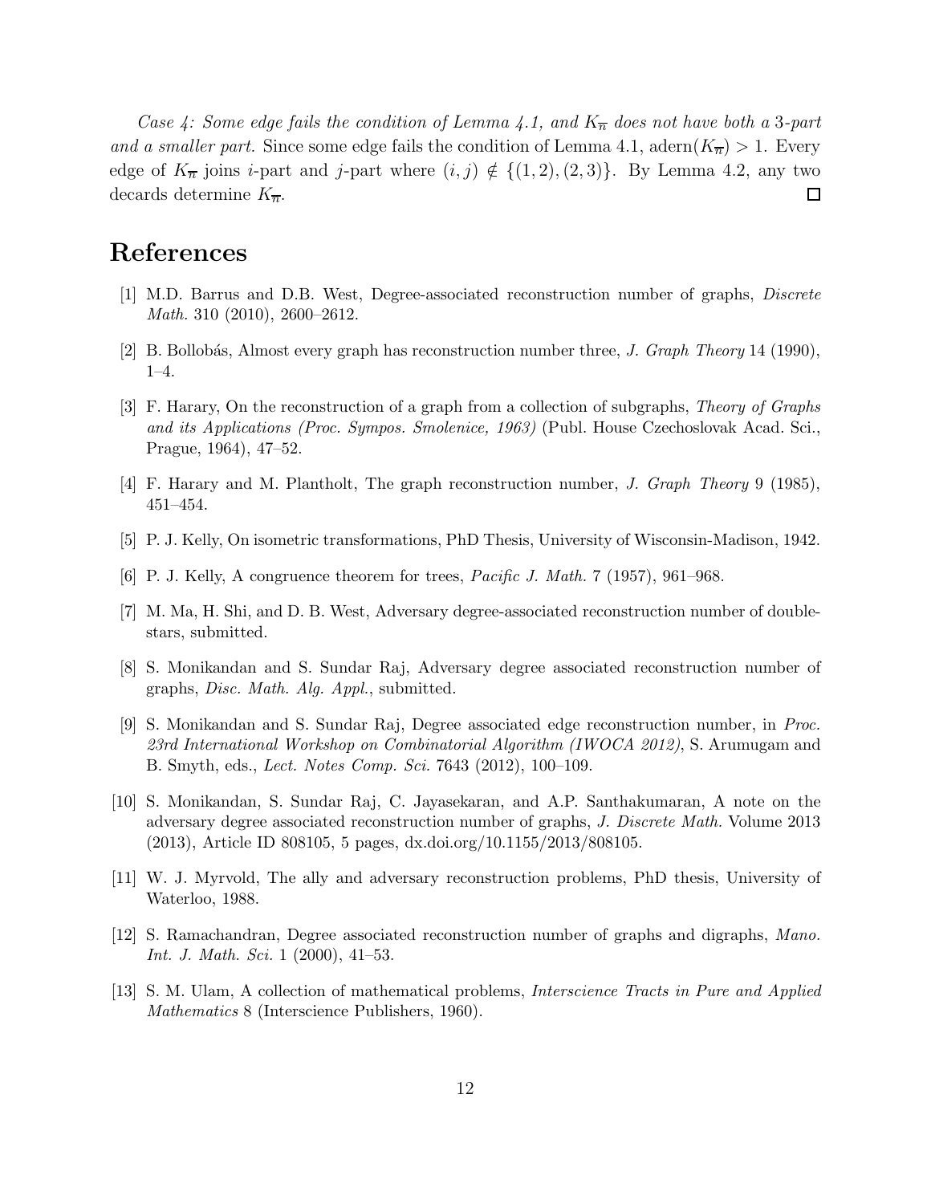*Case 4: Some edge fails the condition of Lemma 4.1, and $K_{\overline{n}}$ does not have both a 3-part and a smaller part.* Since some edge fails the condition of Lemma 4.1, $\text{adern}(K_{\overline{n}}) > 1$. Every edge of $K_{\overline{n}}$ joins $i$-part and $j$-part where $(i, j) \notin \{(1, 2), (2, 3)\}$. By Lemma 4.2, any two decards determine $K_{\overline{n}}$. □

## References

[1] M.D. Barrus and D.B. West, Degree-associated reconstruction number of graphs, *Discrete Math.* 310 (2010), 2600–2612.

[2] B. Bollobás, Almost every graph has reconstruction number three, *J. Graph Theory* 14 (1990), 1–4.

[3] F. Harary, On the reconstruction of a graph from a collection of subgraphs, *Theory of Graphs and its Applications (Proc. Sympos. Smolenice, 1963)* (Publ. House Czechoslovak Acad. Sci., Prague, 1964), 47–52.

[4] F. Harary and M. Plantholt, The graph reconstruction number, *J. Graph Theory* 9 (1985), 451–454.

[5] P. J. Kelly, On isometric transformations, PhD Thesis, University of Wisconsin-Madison, 1942.

[6] P. J. Kelly, A congruence theorem for trees, *Pacific J. Math.* 7 (1957), 961–968.

[7] M. Ma, H. Shi, and D. B. West, Adversary degree-associated reconstruction number of double-stars, submitted.

[8] S. Monikandan and S. Sundar Raj, Adversary degree associated reconstruction number of graphs, *Disc. Math. Alg. Appl.*, submitted.

[9] S. Monikandan and S. Sundar Raj, Degree associated edge reconstruction number, in *Proc. 23rd International Workshop on Combinatorial Algorithm (IWOCA 2012)*, S. Arumugam and B. Smyth, eds., *Lect. Notes Comp. Sci.* 7643 (2012), 100–109.

[10] S. Monikandan, S. Sundar Raj, C. Jayasekaran, and A.P. Santhakumaran, A note on the adversary degree associated reconstruction number of graphs, *J. Discrete Math.* Volume 2013 (2013), Article ID 808105, 5 pages, dx.doi.org/10.1155/2013/808105.

[11] W. J. Myrvold, The ally and adversary reconstruction problems, PhD thesis, University of Waterloo, 1988.

[12] S. Ramachandran, Degree associated reconstruction number of graphs and digraphs, *Mano. Int. J. Math. Sci.* 1 (2000), 41–53.

[13] S. M. Ulam, A collection of mathematical problems, *Interscience Tracts in Pure and Applied Mathematics* 8 (Interscience Publishers, 1960).